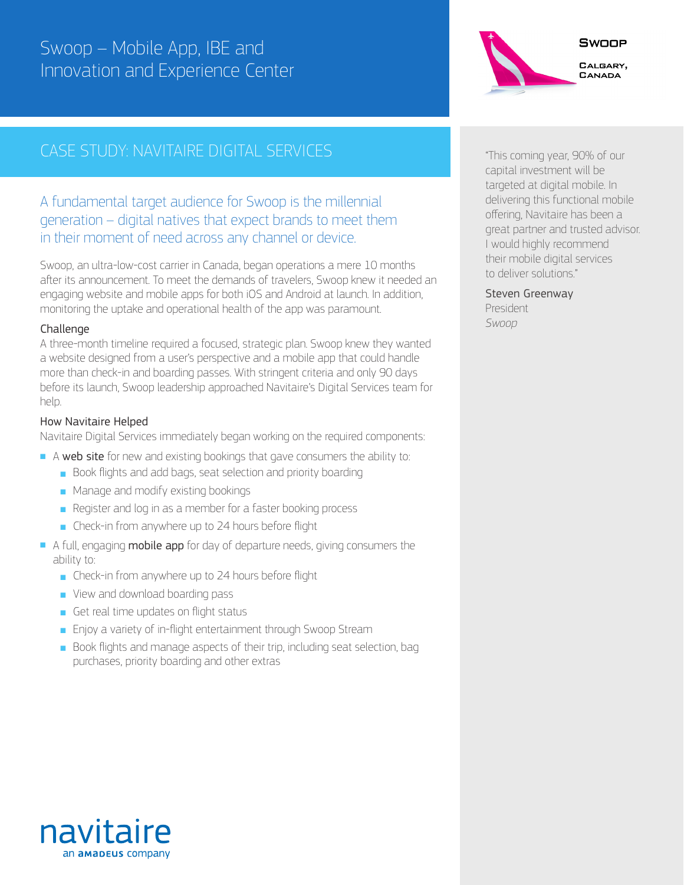# Swoop – Mobile App, IBE and Innovation and Experience Center

**Swoop**

**Calgary, Canada**

## CASE STUDY: NAVITAIRE DIGITAL SERVICES

A fundamental target audience for Swoop is the millennial generation – digital natives that expect brands to meet them in their moment of need across any channel or device.

Swoop, an ultra-low-cost carrier in Canada, began operations a mere 10 months after its announcement. To meet the demands of travelers, Swoop knew it needed an engaging website and mobile apps for both iOS and Android at launch. In addition, monitoring the uptake and operational health of the app was paramount.

### Challenge

A three-month timeline required a focused, strategic plan. Swoop knew they wanted a website designed from a user's perspective and a mobile app that could handle more than check-in and boarding passes. With stringent criteria and only 90 days before its launch, Swoop leadership approached Navitaire's Digital Services team for help.

### How Navitaire Helped

Navitaire Digital Services immediately began working on the required components:

- A **web site** for new and existing bookings that gave consumers the ability to:
  - Book flights and add bags, seat selection and priority boarding
  - Manage and modify existing bookings
  - Register and log in as a member for a faster booking process
  - Check-in from anywhere up to 24 hours before flight
- A full, engaging **mobile app** for day of departure needs, giving consumers the ability to:
  - Check-in from anywhere up to 24 hours before flight
  - View and download boarding pass
  - Get real time updates on flight status
  - Enjoy a variety of in-flight entertainment through Swoop Stream
  - Book flights and manage aspects of their trip, including seat selection, bag purchases, priority boarding and other extras

"This coming year, 90% of our capital investment will be targeted at digital mobile. In delivering this functional mobile offering, Navitaire has been a great partner and trusted advisor. I would highly recommend their mobile digital services to deliver solutions."

Steven Greenway
President
*Swoop*

navitaire
an amadeus company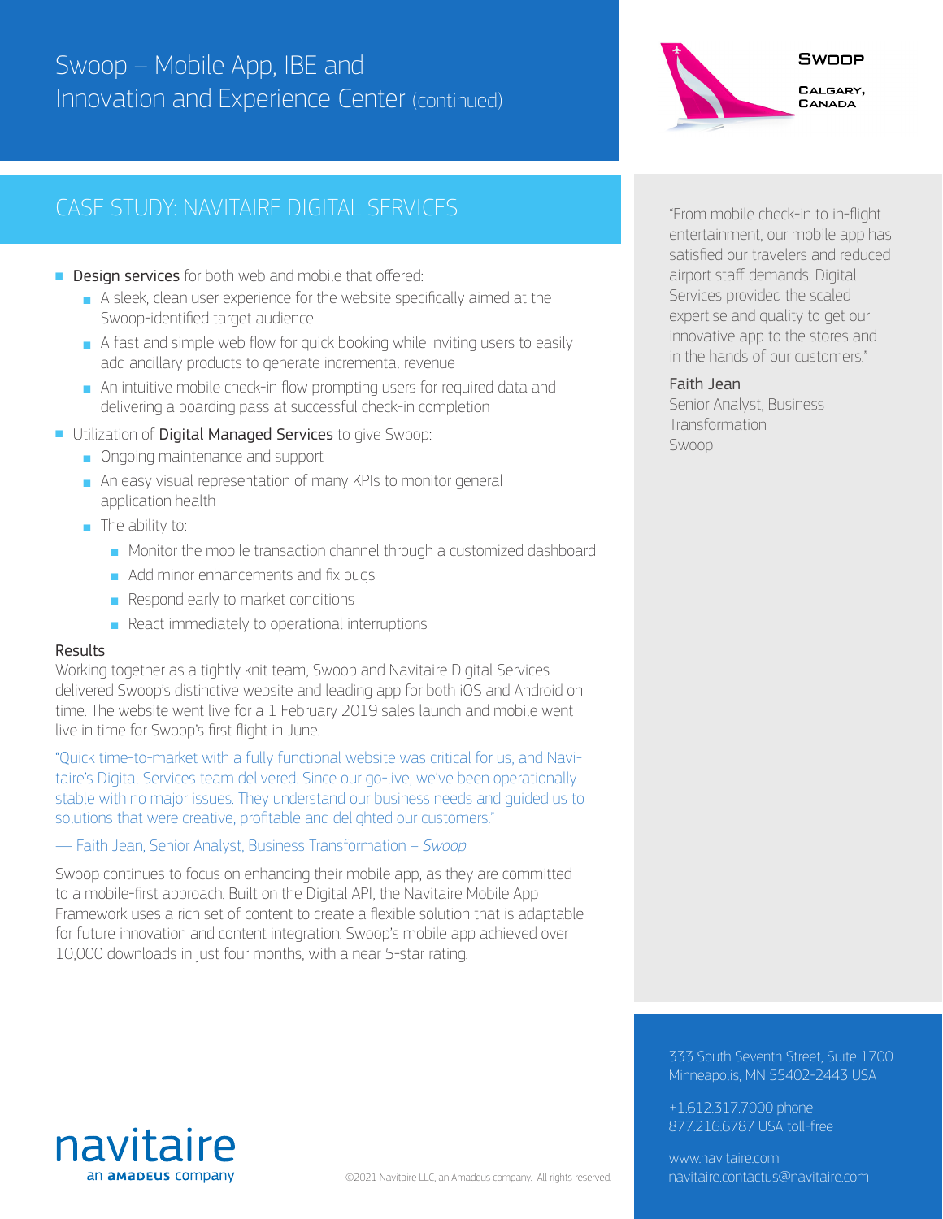# Swoop – Mobile App, IBE and Innovation and Experience Center (continued)

**Swoop**

Calgary, Canada

## CASE STUDY: NAVITAIRE DIGITAL SERVICES

- **Design services** for both web and mobile that offered:
  - A sleek, clean user experience for the website specifically aimed at the Swoop-identified target audience
  - A fast and simple web flow for quick booking while inviting users to easily add ancillary products to generate incremental revenue
  - An intuitive mobile check-in flow prompting users for required data and delivering a boarding pass at successful check-in completion
- Utilization of **Digital Managed Services** to give Swoop:
  - Ongoing maintenance and support
  - An easy visual representation of many KPIs to monitor general application health
  - The ability to:
    - Monitor the mobile transaction channel through a customized dashboard
    - Add minor enhancements and fix bugs
    - Respond early to market conditions
    - React immediately to operational interruptions

### Results

Working together as a tightly knit team, Swoop and Navitaire Digital Services delivered Swoop's distinctive website and leading app for both iOS and Android on time. The website went live for a 1 February 2019 sales launch and mobile went live in time for Swoop's first flight in June.

"Quick time-to-market with a fully functional website was critical for us, and Navitaire's Digital Services team delivered. Since our go-live, we've been operationally stable with no major issues. They understand our business needs and guided us to solutions that were creative, profitable and delighted our customers."

— Faith Jean, Senior Analyst, Business Transformation – *Swoop*

Swoop continues to focus on enhancing their mobile app, as they are committed to a mobile-first approach. Built on the Digital API, the Navitaire Mobile App Framework uses a rich set of content to create a flexible solution that is adaptable for future innovation and content integration. Swoop's mobile app achieved over 10,000 downloads in just four months, with a near 5-star rating.

"From mobile check-in to in-flight entertainment, our mobile app has satisfied our travelers and reduced airport staff demands. Digital Services provided the scaled expertise and quality to get our innovative app to the stores and in the hands of our customers."

Faith Jean
Senior Analyst, Business Transformation
Swoop

333 South Seventh Street, Suite 1700
Minneapolis, MN 55402-2443 USA

+1.612.317.7000 phone
877.216.6787 USA toll-free

www.navitaire.com
navitaire.contactus@navitaire.com

navitaire
an amadeus company

©2021 Navitaire LLC, an Amadeus company. All rights reserved.